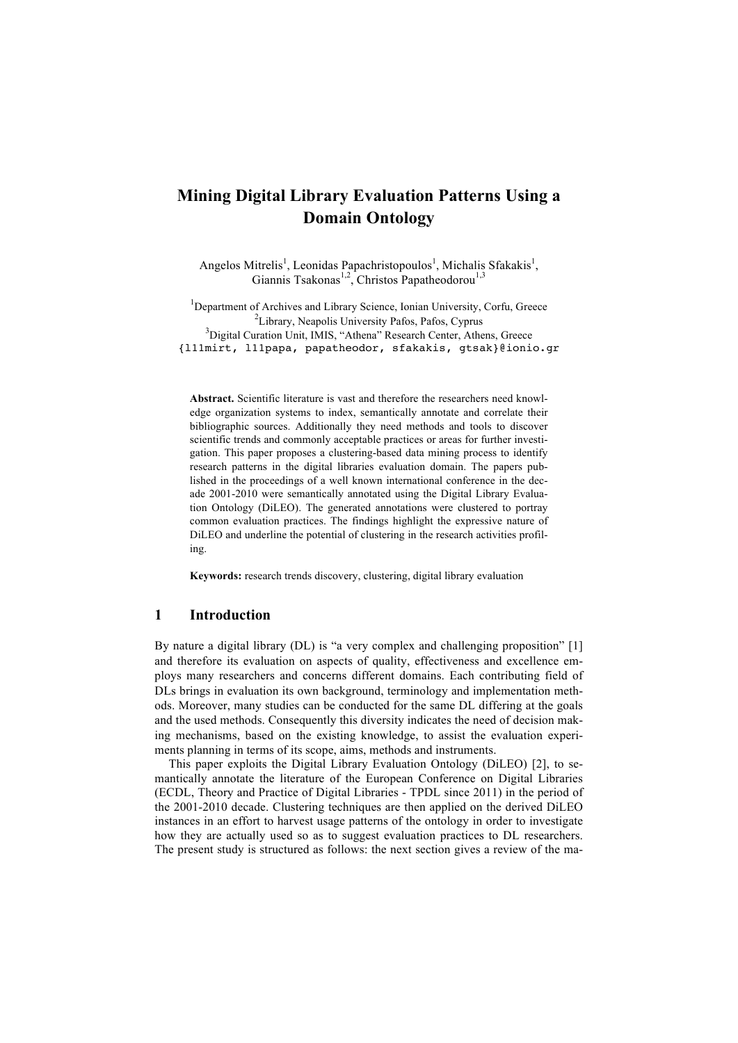# Mining Digital Library Evaluation Patterns Using a Domain Ontology

Angelos Mitrelis[1], Leonidas Papachristopoulos[1], Michalis Sfakakis[1], Giannis Tsakonas[1,2], Christos Papatheodorou[1,3]

[1]Department of Archives and Library Science, Ionian University, Corfu, Greece
[2]Library, Neapolis University Pafos, Pafos, Cyprus
[3]Digital Curation Unit, IMIS, "Athena" Research Center, Athens, Greece
{l11mirt, l11papa, papatheodor, sfakakis, gtsak}@ionio.gr

**Abstract.** Scientific literature is vast and therefore the researchers need knowledge organization systems to index, semantically annotate and correlate their bibliographic sources. Additionally they need methods and tools to discover scientific trends and commonly acceptable practices or areas for further investigation. This paper proposes a clustering-based data mining process to identify research patterns in the digital libraries evaluation domain. The papers published in the proceedings of a well known international conference in the decade 2001-2010 were semantically annotated using the Digital Library Evaluation Ontology (DiLEO). The generated annotations were clustered to portray common evaluation practices. The findings highlight the expressive nature of DiLEO and underline the potential of clustering in the research activities profiling.

**Keywords:** research trends discovery, clustering, digital library evaluation

## 1 Introduction

By nature a digital library (DL) is "a very complex and challenging proposition" [1] and therefore its evaluation on aspects of quality, effectiveness and excellence employs many researchers and concerns different domains. Each contributing field of DLs brings in evaluation its own background, terminology and implementation methods. Moreover, many studies can be conducted for the same DL differing at the goals and the used methods. Consequently this diversity indicates the need of decision making mechanisms, based on the existing knowledge, to assist the evaluation experiments planning in terms of its scope, aims, methods and instruments.

This paper exploits the Digital Library Evaluation Ontology (DiLEO) [2], to semantically annotate the literature of the European Conference on Digital Libraries (ECDL, Theory and Practice of Digital Libraries - TPDL since 2011) in the period of the 2001-2010 decade. Clustering techniques are then applied on the derived DiLEO instances in an effort to harvest usage patterns of the ontology in order to investigate how they are actually used so as to suggest evaluation practices to DL researchers. The present study is structured as follows: the next section gives a review of the ma-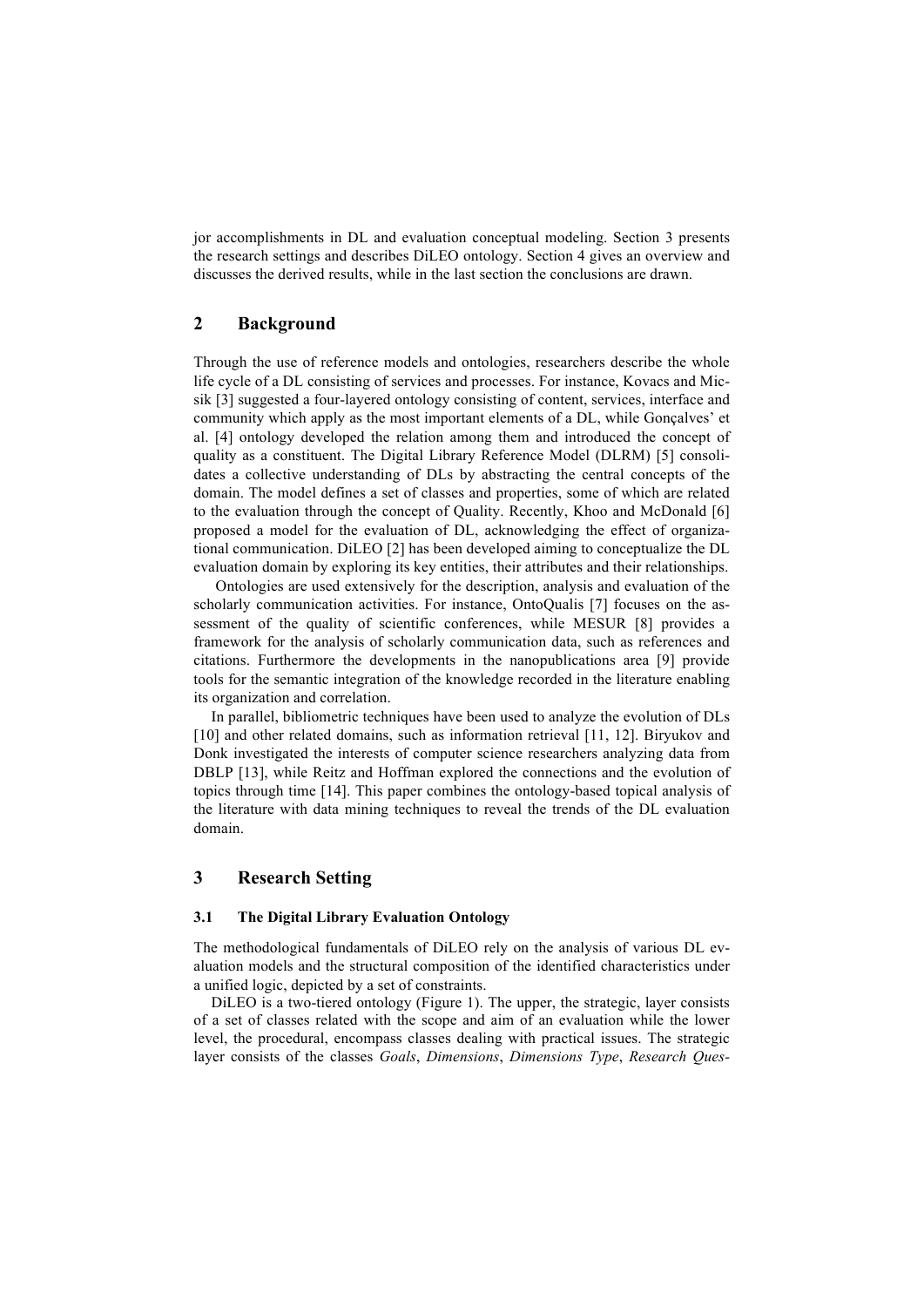jor accomplishments in DL and evaluation conceptual modeling. Section 3 presents the research settings and describes DiLEO ontology. Section 4 gives an overview and discusses the derived results, while in the last section the conclusions are drawn.

## 2 Background

Through the use of reference models and ontologies, researchers describe the whole life cycle of a DL consisting of services and processes. For instance, Kovacs and Micsik [3] suggested a four-layered ontology consisting of content, services, interface and community which apply as the most important elements of a DL, while Gonçalves' et al. [4] ontology developed the relation among them and introduced the concept of quality as a constituent. The Digital Library Reference Model (DLRM) [5] consolidates a collective understanding of DLs by abstracting the central concepts of the domain. The model defines a set of classes and properties, some of which are related to the evaluation through the concept of Quality. Recently, Khoo and McDonald [6] proposed a model for the evaluation of DL, acknowledging the effect of organizational communication. DiLEO [2] has been developed aiming to conceptualize the DL evaluation domain by exploring its key entities, their attributes and their relationships.

Ontologies are used extensively for the description, analysis and evaluation of the scholarly communication activities. For instance, OntoQualis [7] focuses on the assessment of the quality of scientific conferences, while MESUR [8] provides a framework for the analysis of scholarly communication data, such as references and citations. Furthermore the developments in the nanopublications area [9] provide tools for the semantic integration of the knowledge recorded in the literature enabling its organization and correlation.

In parallel, bibliometric techniques have been used to analyze the evolution of DLs [10] and other related domains, such as information retrieval [11, 12]. Biryukov and Donk investigated the interests of computer science researchers analyzing data from DBLP [13], while Reitz and Hoffman explored the connections and the evolution of topics through time [14]. This paper combines the ontology-based topical analysis of the literature with data mining techniques to reveal the trends of the DL evaluation domain.

## 3 Research Setting

### 3.1 The Digital Library Evaluation Ontology

The methodological fundamentals of DiLEO rely on the analysis of various DL evaluation models and the structural composition of the identified characteristics under a unified logic, depicted by a set of constraints.

DiLEO is a two-tiered ontology (Figure 1). The upper, the strategic, layer consists of a set of classes related with the scope and aim of an evaluation while the lower level, the procedural, encompass classes dealing with practical issues. The strategic layer consists of the classes *Goals*, *Dimensions*, *Dimensions Type*, *Research Ques-*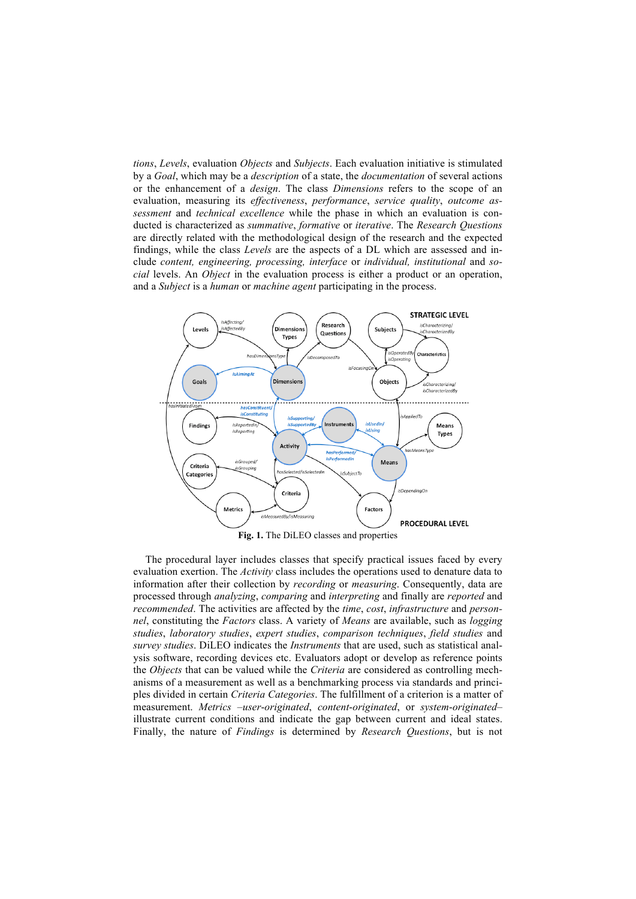*tions*, *Levels*, evaluation *Objects* and *Subjects*. Each evaluation initiative is stimulated by a *Goal*, which may be a *description* of a state, the *documentation* of several actions or the enhancement of a *design*. The class *Dimensions* refers to the scope of an evaluation, measuring its *effectiveness*, *performance*, *service quality*, *outcome assessment* and *technical excellence* while the phase in which an evaluation is conducted is characterized as *summative*, *formative* or *iterative*. The *Research Questions* are directly related with the methodological design of the research and the expected findings, while the class *Levels* are the aspects of a DL which are assessed and include *content, engineering, processing, interface* or *individual, institutional* and *social* levels. An *Object* in the evaluation process is either a product or an operation, and a *Subject* is a *human* or *machine agent* participating in the process.

**Fig. 1.** The DiLEO classes and properties

The procedural layer includes classes that specify practical issues faced by every evaluation exertion. The *Activity* class includes the operations used to denature data to information after their collection by *recording* or *measuring*. Consequently, data are processed through *analyzing*, *comparing* and *interpreting* and finally are *reported* and *recommended*. The activities are affected by the *time*, *cost*, *infrastructure* and *personnel*, constituting the *Factors* class. A variety of *Means* are available, such as *logging studies*, *laboratory studies*, *expert studies*, *comparison techniques*, *field studies* and *survey studies*. DiLEO indicates the *Instruments* that are used, such as statistical analysis software, recording devices etc. Evaluators adopt or develop as reference points the *Objects* that can be valued while the *Criteria* are considered as controlling mechanisms of a measurement as well as a benchmarking process via standards and principles divided in certain *Criteria Categories*. The fulfillment of a criterion is a matter of measurement. *Metrics* –*user-originated*, *content-originated*, or *system-originated*– illustrate current conditions and indicate the gap between current and ideal states. Finally, the nature of *Findings* is determined by *Research Questions*, but is not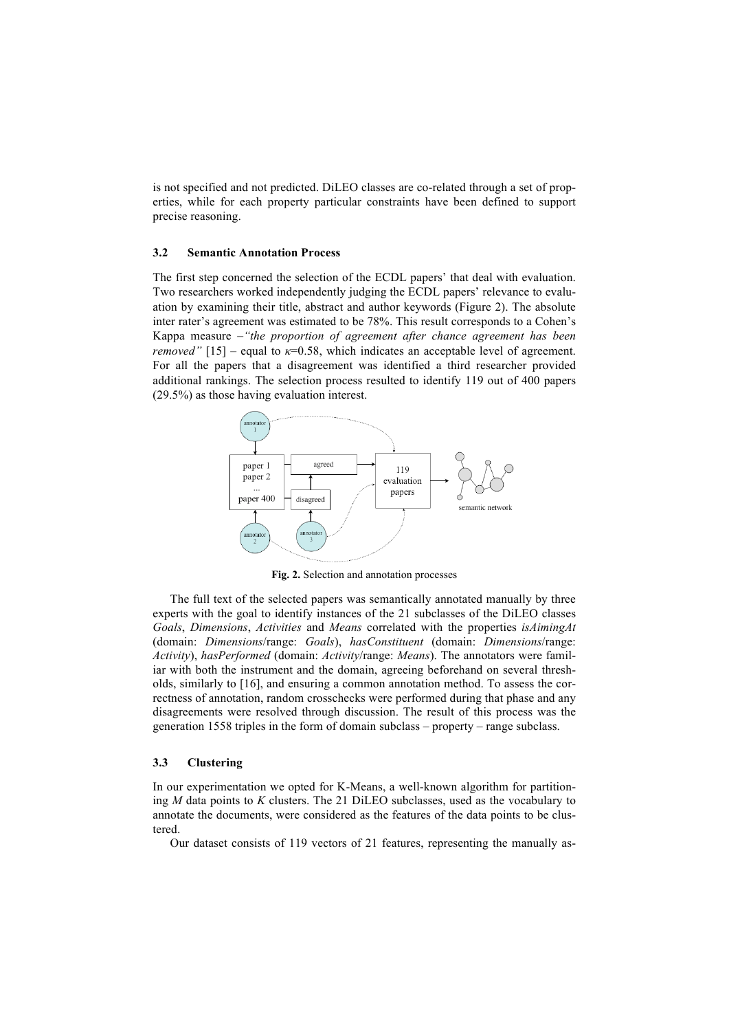is not specified and not predicted. DiLEO classes are co-related through a set of properties, while for each property particular constraints have been defined to support precise reasoning.

### 3.2 Semantic Annotation Process

The first step concerned the selection of the ECDL papers' that deal with evaluation. Two researchers worked independently judging the ECDL papers' relevance to evaluation by examining their title, abstract and author keywords (Figure 2). The absolute inter rater's agreement was estimated to be 78%. This result corresponds to a Cohen's Kappa measure –*"the proportion of agreement after chance agreement has been removed"* [15] – equal to $\kappa$=0.58, which indicates an acceptable level of agreement. For all the papers that a disagreement was identified a third researcher provided additional rankings. The selection process resulted to identify 119 out of 400 papers (29.5%) as those having evaluation interest.

**Fig. 2.** Selection and annotation processes

The full text of the selected papers was semantically annotated manually by three experts with the goal to identify instances of the 21 subclasses of the DiLEO classes *Goals*, *Dimensions*, *Activities* and *Means* correlated with the properties *isAimingAt* (domain: *Dimensions*/range: *Goals*), *hasConstituent* (domain: *Dimensions*/range: *Activity*), *hasPerformed* (domain: *Activity*/range: *Means*). The annotators were familiar with both the instrument and the domain, agreeing beforehand on several thresholds, similarly to [16], and ensuring a common annotation method. To assess the correctness of annotation, random crosschecks were performed during that phase and any disagreements were resolved through discussion. The result of this process was the generation 1558 triples in the form of domain subclass – property – range subclass.

### 3.3 Clustering

In our experimentation we opted for K-Means, a well-known algorithm for partitioning $M$ data points to $K$ clusters. The 21 DiLEO subclasses, used as the vocabulary to annotate the documents, were considered as the features of the data points to be clustered.

Our dataset consists of 119 vectors of 21 features, representing the manually as-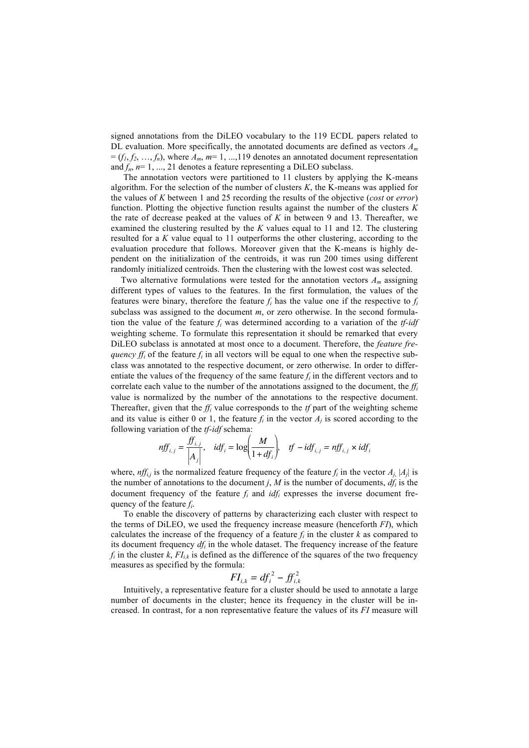signed annotations from the DiLEO vocabulary to the 119 ECDL papers related to DL evaluation. More specifically, the annotated documents are defined as vectors $A_m = (f_1, f_2, \ldots, f_n)$, where $A_m$, $m = 1, \ldots, 119$ denotes an annotated document representation and $f_n$, $n = 1, \ldots, 21$ denotes a feature representing a DiLEO subclass.

The annotation vectors were partitioned to 11 clusters by applying the K-means algorithm. For the selection of the number of clusters $K$, the K-means was applied for the values of $K$ between 1 and 25 recording the results of the objective (*cost* or *error*) function. Plotting the objective function results against the number of the clusters $K$ the rate of decrease peaked at the values of $K$ in between 9 and 13. Thereafter, we examined the clustering resulted by the $K$ values equal to 11 and 12. The clustering resulted for a $K$ value equal to 11 outperforms the other clustering, according to the evaluation procedure that follows. Moreover given that the K-means is highly dependent on the initialization of the centroids, it was run 200 times using different randomly initialized centroids. Then the clustering with the lowest cost was selected.

Two alternative formulations were tested for the annotation vectors $A_m$ assigning different types of values to the features. In the first formulation, the values of the features were binary, therefore the feature $f_i$ has the value one if the respective to $f_i$ subclass was assigned to the document $m$, or zero otherwise. In the second formulation the value of the feature $f_i$ was determined according to a variation of the *tf-idf* weighting scheme. To formulate this representation it should be remarked that every DiLEO subclass is annotated at most once to a document. Therefore, the *feature frequency* $ff_i$ of the feature $f_i$ in all vectors will be equal to one when the respective subclass was annotated to the respective document, or zero otherwise. In order to differentiate the values of the frequency of the same feature $f_i$ in the different vectors and to correlate each value to the number of the annotations assigned to the document, the $ff_i$ value is normalized by the number of the annotations to the respective document. Thereafter, given that the $ff_i$ value corresponds to the *tf* part of the weighting scheme and its value is either 0 or 1, the feature $f_i$ in the vector $A_j$ is scored according to the following variation of the *tf-idf* schema:

$$nff_{i,j} = \frac{ff_{i,j}}{|A_j|}, \quad idf_i = \log\left(\frac{M}{1 + df_i}\right), \quad tf - idf_{i,j} = nff_{i,j} \times idf_i$$

where, $nff_{i,j}$ is the normalized feature frequency of the feature $f_i$ in the vector $A_j$, $|A_j|$ is the number of annotations to the document $j$, $M$ is the number of documents, $df_i$ is the document frequency of the feature $f_i$ and $idf_i$ expresses the inverse document frequency of the feature $f_i$.

To enable the discovery of patterns by characterizing each cluster with respect to the terms of DiLEO, we used the frequency increase measure (henceforth *FI*), which calculates the increase of the frequency of a feature $f_i$ in the cluster $k$ as compared to its document frequency $df_i$ in the whole dataset. The frequency increase of the feature $f_i$ in the cluster $k$, $FI_{i,k}$ is defined as the difference of the squares of the two frequency measures as specified by the formula:

$$FI_{i,k} = df_i^2 - ff_{i,k}^2$$

Intuitively, a representative feature for a cluster should be used to annotate a large number of documents in the cluster; hence its frequency in the cluster will be increased. In contrast, for a non representative feature the values of its *FI* measure will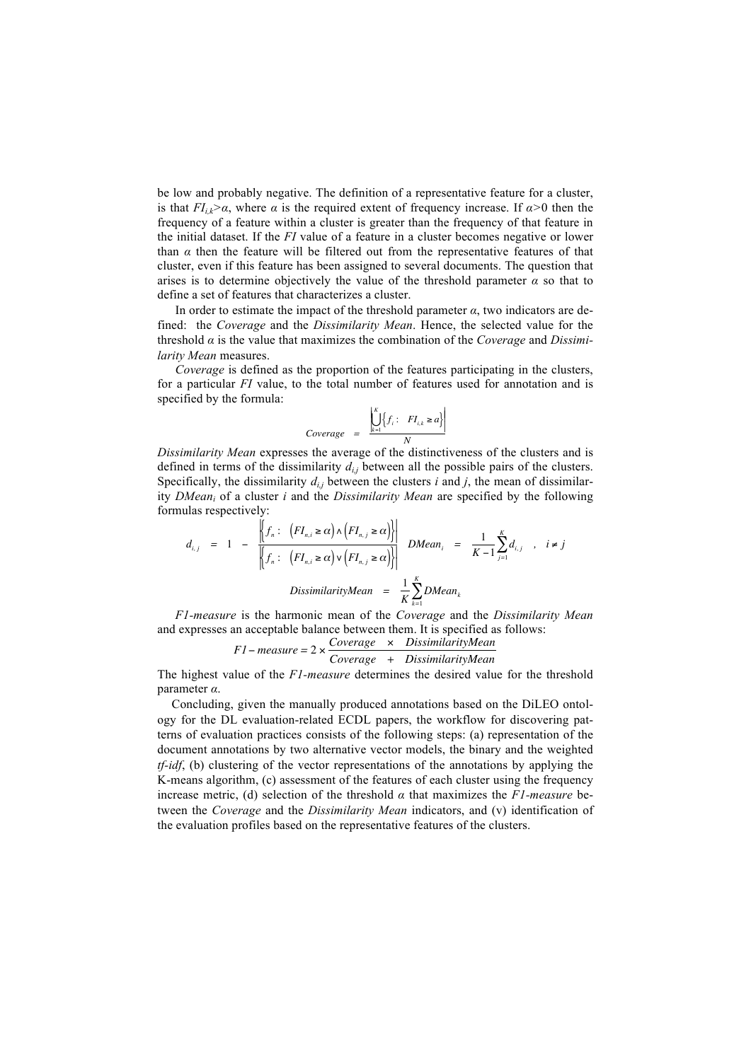be low and probably negative. The definition of a representative feature for a cluster, is that $FI_{i,k}>\alpha$, where $\alpha$ is the required extent of frequency increase. If $\alpha>0$ then the frequency of a feature within a cluster is greater than the frequency of that feature in the initial dataset. If the *FI* value of a feature in a cluster becomes negative or lower than $\alpha$ then the feature will be filtered out from the representative features of that cluster, even if this feature has been assigned to several documents. The question that arises is to determine objectively the value of the threshold parameter $\alpha$ so that to define a set of features that characterizes a cluster.

In order to estimate the impact of the threshold parameter $\alpha$, two indicators are defined: the *Coverage* and the *Dissimilarity Mean*. Hence, the selected value for the threshold $\alpha$ is the value that maximizes the combination of the *Coverage* and *Dissimilarity Mean* measures.

*Coverage* is defined as the proportion of the features participating in the clusters, for a particular *FI* value, to the total number of features used for annotation and is specified by the formula:

$$Coverage = \frac{\left| \bigcup_{k=1}^{K} \left\{ f_i : \; FI_{i,k} \geq a \right\} \right|}{N}$$

*Dissimilarity Mean* expresses the average of the distinctiveness of the clusters and is defined in terms of the dissimilarity $d_{i,j}$ between all the possible pairs of the clusters. Specifically, the dissimilarity $d_{i,j}$ between the clusters $i$ and $j$, the mean of dissimilarity $DMean_i$ of a cluster $i$ and the *Dissimilarity Mean* are specified by the following formulas respectively:

$$d_{i,j} = 1 - \frac{\left| \left\{ f_n : \; \left(FI_{n,i} \geq \alpha\right) \wedge \left(FI_{n,j} \geq \alpha\right) \right\} \right|}{\left| \left\{ f_n : \; \left(FI_{n,i} \geq \alpha\right) \vee \left(FI_{n,j} \geq \alpha\right) \right\} \right|} \quad DMean_i = \frac{1}{K-1} \sum_{j=1}^{K} d_{i,j} \quad , \quad i \neq j$$

$$DissimilarityMean = \frac{1}{K} \sum_{k=1}^{K} DMean_k$$

*F1-measure* is the harmonic mean of the *Coverage* and the *Dissimilarity Mean* and expresses an acceptable balance between them. It is specified as follows:

$$F1-measure = 2 \times \frac{Coverage \times DissimilarityMean}{Coverage + DissimilarityMean}$$

The highest value of the *F1-measure* determines the desired value for the threshold parameter $\alpha$.

Concluding, given the manually produced annotations based on the DiLEO ontology for the DL evaluation-related ECDL papers, the workflow for discovering patterns of evaluation practices consists of the following steps: (a) representation of the document annotations by two alternative vector models, the binary and the weighted *tf-idf*, (b) clustering of the vector representations of the annotations by applying the K-means algorithm, (c) assessment of the features of each cluster using the frequency increase metric, (d) selection of the threshold $\alpha$ that maximizes the *F1-measure* between the *Coverage* and the *Dissimilarity Mean* indicators, and (v) identification of the evaluation profiles based on the representative features of the clusters.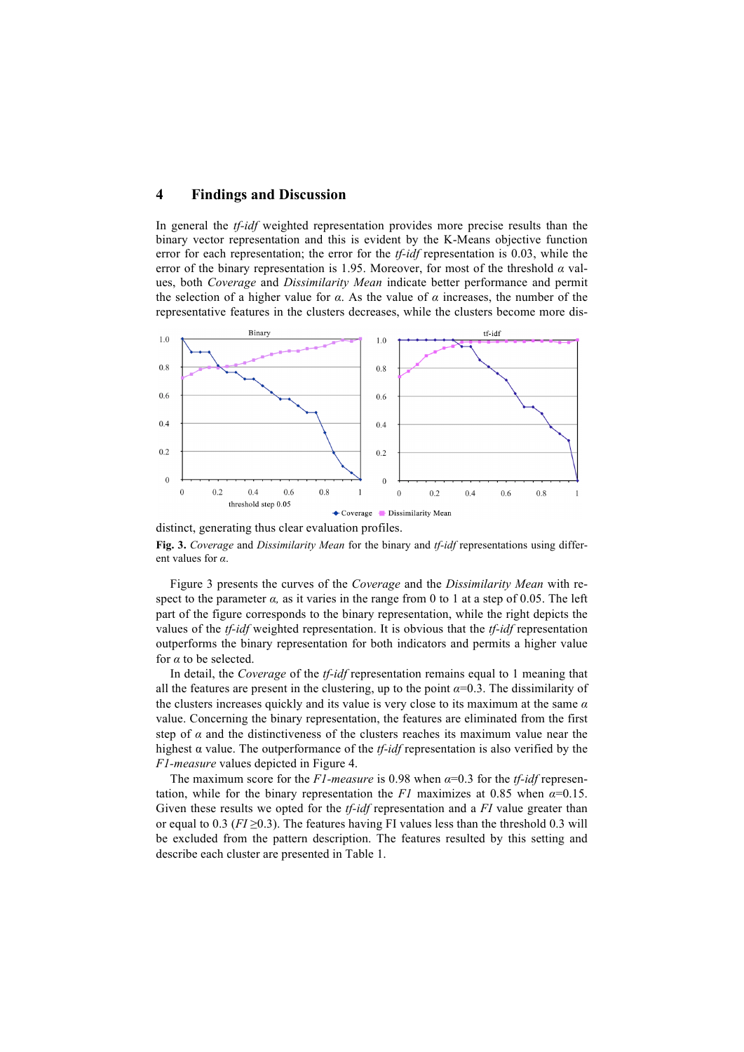## 4 Findings and Discussion

In general the *tf-idf* weighted representation provides more precise results than the binary vector representation and this is evident by the K-Means objective function error for each representation; the error for the *tf-idf* representation is 0.03, while the error of the binary representation is 1.95. Moreover, for most of the threshold $\alpha$ values, both *Coverage* and *Dissimilarity Mean* indicate better performance and permit the selection of a higher value for $\alpha$. As the value of $\alpha$ increases, the number of the representative features in the clusters decreases, while the clusters become more distinct, generating thus clear evaluation profiles.

**Fig. 3.** *Coverage* and *Dissimilarity Mean* for the binary and *tf-idf* representations using different values for $\alpha$.

Figure 3 presents the curves of the *Coverage* and the *Dissimilarity Mean* with respect to the parameter $\alpha$, as it varies in the range from 0 to 1 at a step of 0.05. The left part of the figure corresponds to the binary representation, while the right depicts the values of the *tf-idf* weighted representation. It is obvious that the *tf-idf* representation outperforms the binary representation for both indicators and permits a higher value for $\alpha$ to be selected.

In detail, the *Coverage* of the *tf-idf* representation remains equal to 1 meaning that all the features are present in the clustering, up to the point $\alpha$=0.3. The dissimilarity of the clusters increases quickly and its value is very close to its maximum at the same $\alpha$ value. Concerning the binary representation, the features are eliminated from the first step of $\alpha$ and the distinctiveness of the clusters reaches its maximum value near the highest $\alpha$ value. The outperformance of the *tf-idf* representation is also verified by the *F1-measure* values depicted in Figure 4.

The maximum score for the *F1-measure* is 0.98 when $\alpha$=0.3 for the *tf-idf* representation, while for the binary representation the *F1* maximizes at 0.85 when $\alpha$=0.15. Given these results we opted for the *tf-idf* representation and a *FI* value greater than or equal to 0.3 (*FI* $\geq$0.3). The features having FI values less than the threshold 0.3 will be excluded from the pattern description. The features resulted by this setting and describe each cluster are presented in Table 1.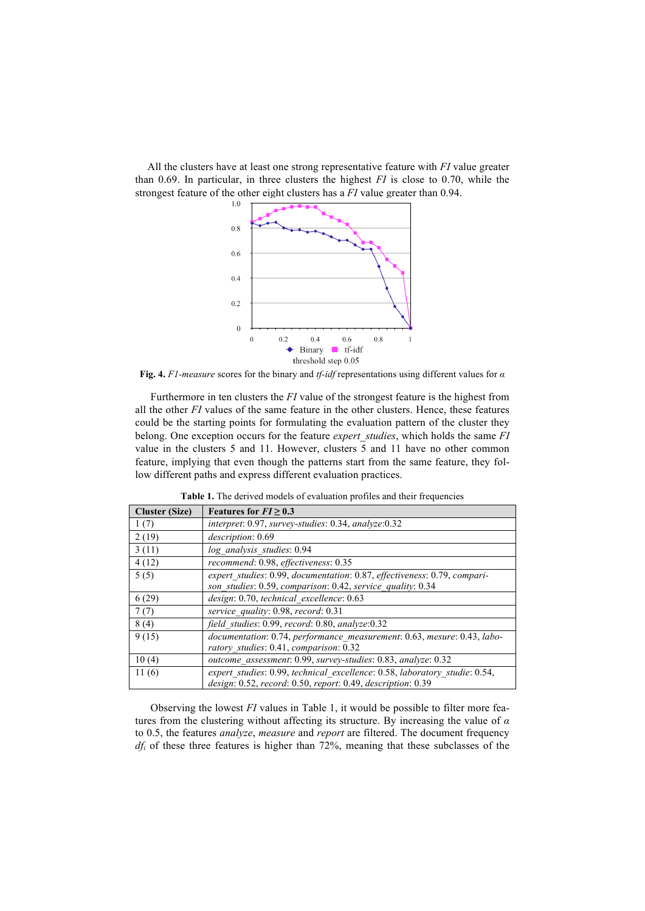All the clusters have at least one strong representative feature with *FI* value greater than 0.69. In particular, in three clusters the highest *FI* is close to 0.70, while the strongest feature of the other eight clusters has a *FI* value greater than 0.94.

**Fig. 4.** *F1-measure* scores for the binary and *tf-idf* representations using different values for $\alpha$

Furthermore in ten clusters the *FI* value of the strongest feature is the highest from all the other *FI* values of the same feature in the other clusters. Hence, these features could be the starting points for formulating the evaluation pattern of the cluster they belong. One exception occurs for the feature *expert_studies*, which holds the same *FI* value in the clusters 5 and 11. However, clusters 5 and 11 have no other common feature, implying that even though the patterns start from the same feature, they follow different paths and express different evaluation practices.

**Table 1.** The derived models of evaluation profiles and their frequencies

| Cluster (Size) | Features for $FI \geq 0.3$ |
|---|---|
| 1 (7) | *interpret*: 0.97, *survey-studies*: 0.34, *analyze*:0.32 |
| 2 (19) | *description*: 0.69 |
| 3 (11) | *log_analysis_studies*: 0.94 |
| 4 (12) | *recommend*: 0.98, *effectiveness*: 0.35 |
| 5 (5) | *expert_studies*: 0.99, *documentation*: 0.87, *effectiveness*: 0.79, *comparison_studies*: 0.59, *comparison*: 0.42, *service_quality*: 0.34 |
| 6 (29) | *design*: 0.70, *technical_excellence*: 0.63 |
| 7 (7) | *service_quality*: 0.98, *record*: 0.31 |
| 8 (4) | *field_studies*: 0.99, *record*: 0.80, *analyze*:0.32 |
| 9 (15) | *documentation*: 0.74, *performance_measurement*: 0.63, *mesure*: 0.43, *laboratory_studies*: 0.41, *comparison*: 0.32 |
| 10 (4) | *outcome_assessment*: 0.99, *survey-studies*: 0.83, *analyze*: 0.32 |
| 11 (6) | *expert_studies*: 0.99, *technical_excellence*: 0.58, *laboratory_studie*: 0.54, *design*: 0.52, *record*: 0.50, *report*: 0.49, *description*: 0.39 |

Observing the lowest *FI* values in Table 1, it would be possible to filter more features from the clustering without affecting its structure. By increasing the value of $\alpha$ to 0.5, the features *analyze*, *measure* and *report* are filtered. The document frequency $df_i$ of these three features is higher than 72%, meaning that these subclasses of the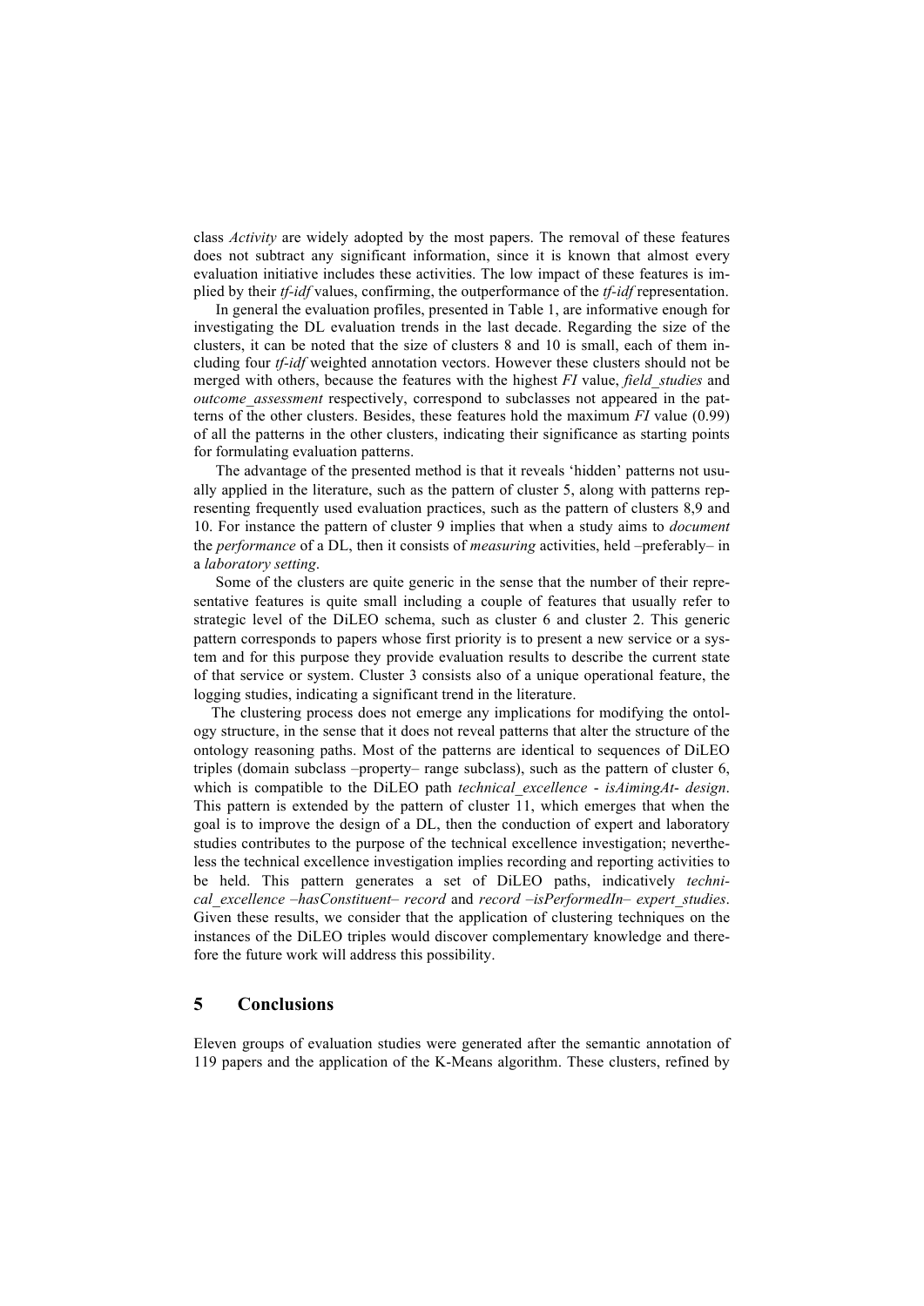class *Activity* are widely adopted by the most papers. The removal of these features does not subtract any significant information, since it is known that almost every evaluation initiative includes these activities. The low impact of these features is implied by their *tf-idf* values, confirming, the outperformance of the *tf-idf* representation.

In general the evaluation profiles, presented in Table 1, are informative enough for investigating the DL evaluation trends in the last decade. Regarding the size of the clusters, it can be noted that the size of clusters 8 and 10 is small, each of them including four *tf-idf* weighted annotation vectors. However these clusters should not be merged with others, because the features with the highest *FI* value, *field_studies* and *outcome_assessment* respectively, correspond to subclasses not appeared in the patterns of the other clusters. Besides, these features hold the maximum *FI* value (0.99) of all the patterns in the other clusters, indicating their significance as starting points for formulating evaluation patterns.

The advantage of the presented method is that it reveals 'hidden' patterns not usually applied in the literature, such as the pattern of cluster 5, along with patterns representing frequently used evaluation practices, such as the pattern of clusters 8,9 and 10. For instance the pattern of cluster 9 implies that when a study aims to *document* the *performance* of a DL, then it consists of *measuring* activities, held –preferably– in a *laboratory setting*.

Some of the clusters are quite generic in the sense that the number of their representative features is quite small including a couple of features that usually refer to strategic level of the DiLEO schema, such as cluster 6 and cluster 2. This generic pattern corresponds to papers whose first priority is to present a new service or a system and for this purpose they provide evaluation results to describe the current state of that service or system. Cluster 3 consists also of a unique operational feature, the logging studies, indicating a significant trend in the literature.

The clustering process does not emerge any implications for modifying the ontology structure, in the sense that it does not reveal patterns that alter the structure of the ontology reasoning paths. Most of the patterns are identical to sequences of DiLEO triples (domain subclass –property– range subclass), such as the pattern of cluster 6, which is compatible to the DiLEO path *technical_excellence - isAimingAt- design*. This pattern is extended by the pattern of cluster 11, which emerges that when the goal is to improve the design of a DL, then the conduction of expert and laboratory studies contributes to the purpose of the technical excellence investigation; nevertheless the technical excellence investigation implies recording and reporting activities to be held. This pattern generates a set of DiLEO paths, indicatively *technical_excellence –hasConstituent– record* and *record –isPerformedIn– expert_studies*. Given these results, we consider that the application of clustering techniques on the instances of the DiLEO triples would discover complementary knowledge and therefore the future work will address this possibility.

## 5 Conclusions

Eleven groups of evaluation studies were generated after the semantic annotation of 119 papers and the application of the K-Means algorithm. These clusters, refined by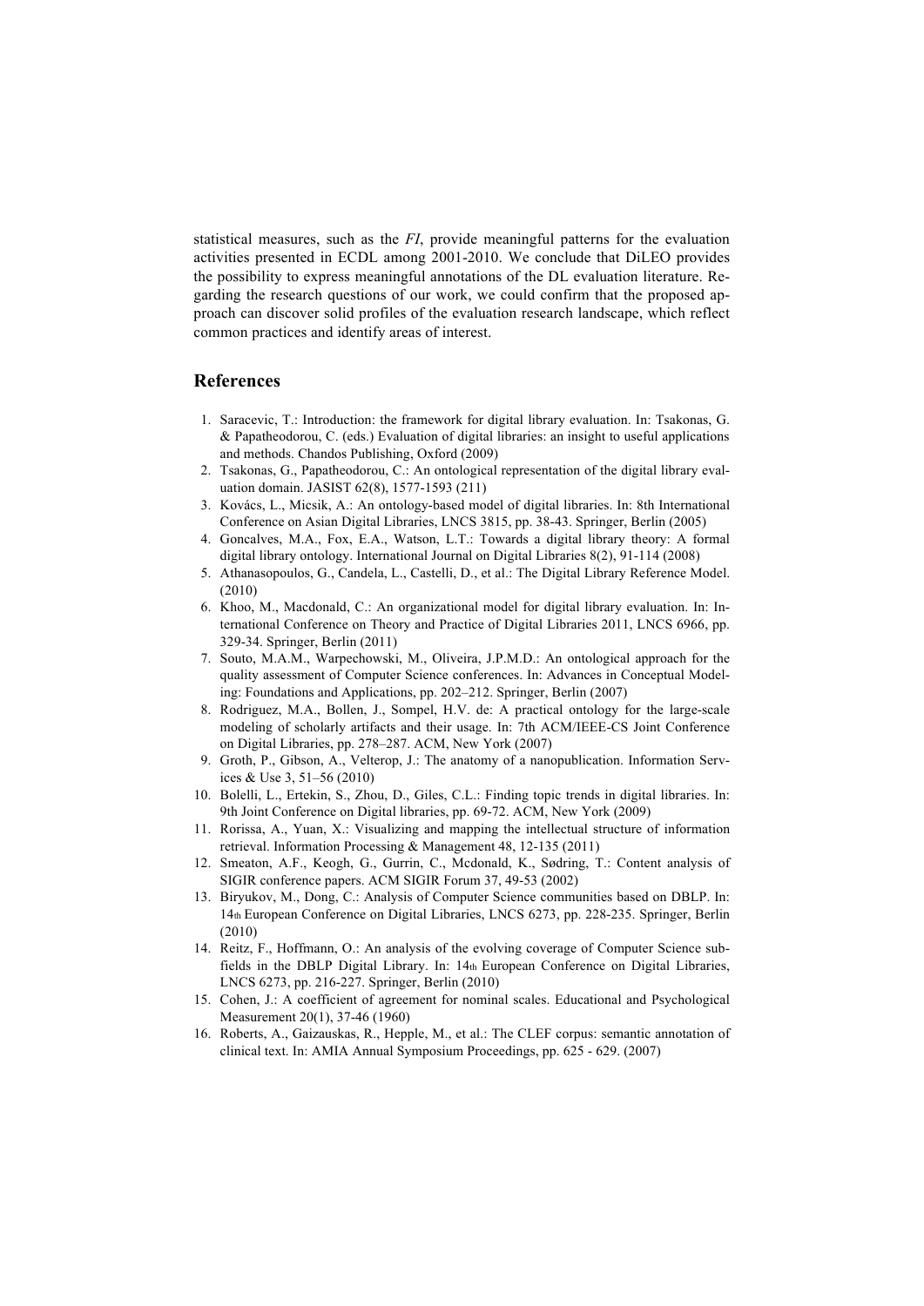statistical measures, such as the *FI*, provide meaningful patterns for the evaluation activities presented in ECDL among 2001-2010. We conclude that DiLEO provides the possibility to express meaningful annotations of the DL evaluation literature. Regarding the research questions of our work, we could confirm that the proposed approach can discover solid profiles of the evaluation research landscape, which reflect common practices and identify areas of interest.

## References

1. Saracevic, T.: Introduction: the framework for digital library evaluation. In: Tsakonas, G. & Papatheodorou, C. (eds.) Evaluation of digital libraries: an insight to useful applications and methods. Chandos Publishing, Oxford (2009)
2. Tsakonas, G., Papatheodorou, C.: An ontological representation of the digital library evaluation domain. JASIST 62(8), 1577-1593 (211)
3. Kovács, L., Micsik, A.: An ontology-based model of digital libraries. In: 8th International Conference on Asian Digital Libraries, LNCS 3815, pp. 38-43. Springer, Berlin (2005)
4. Goncalves, M.A., Fox, E.A., Watson, L.T.: Towards a digital library theory: A formal digital library ontology. International Journal on Digital Libraries 8(2), 91-114 (2008)
5. Athanasopoulos, G., Candela, L., Castelli, D., et al.: The Digital Library Reference Model. (2010)
6. Khoo, M., Macdonald, C.: An organizational model for digital library evaluation. In: International Conference on Theory and Practice of Digital Libraries 2011, LNCS 6966, pp. 329-34. Springer, Berlin (2011)
7. Souto, M.A.M., Warpechowski, M., Oliveira, J.P.M.D.: An ontological approach for the quality assessment of Computer Science conferences. In: Advances in Conceptual Modeling: Foundations and Applications, pp. 202–212. Springer, Berlin (2007)
8. Rodriguez, M.A., Bollen, J., Sompel, H.V. de: A practical ontology for the large-scale modeling of scholarly artifacts and their usage. In: 7th ACM/IEEE-CS Joint Conference on Digital Libraries, pp. 278–287. ACM, New York (2007)
9. Groth, P., Gibson, A., Velterop, J.: The anatomy of a nanopublication. Information Services & Use 3, 51–56 (2010)
10. Bolelli, L., Ertekin, S., Zhou, D., Giles, C.L.: Finding topic trends in digital libraries. In: 9th Joint Conference on Digital libraries, pp. 69-72. ACM, New York (2009)
11. Rorissa, A., Yuan, X.: Visualizing and mapping the intellectual structure of information retrieval. Information Processing & Management 48, 12-135 (2011)
12. Smeaton, A.F., Keogh, G., Gurrin, C., Mcdonald, K., Sødring, T.: Content analysis of SIGIR conference papers. ACM SIGIR Forum 37, 49-53 (2002)
13. Biryukov, M., Dong, C.: Analysis of Computer Science communities based on DBLP. In: 14th European Conference on Digital Libraries, LNCS 6273, pp. 228-235. Springer, Berlin (2010)
14. Reitz, F., Hoffmann, O.: An analysis of the evolving coverage of Computer Science subfields in the DBLP Digital Library. In: 14th European Conference on Digital Libraries, LNCS 6273, pp. 216-227. Springer, Berlin (2010)
15. Cohen, J.: A coefficient of agreement for nominal scales. Educational and Psychological Measurement 20(1), 37-46 (1960)
16. Roberts, A., Gaizauskas, R., Hepple, M., et al.: The CLEF corpus: semantic annotation of clinical text. In: AMIA Annual Symposium Proceedings, pp. 625 - 629. (2007)